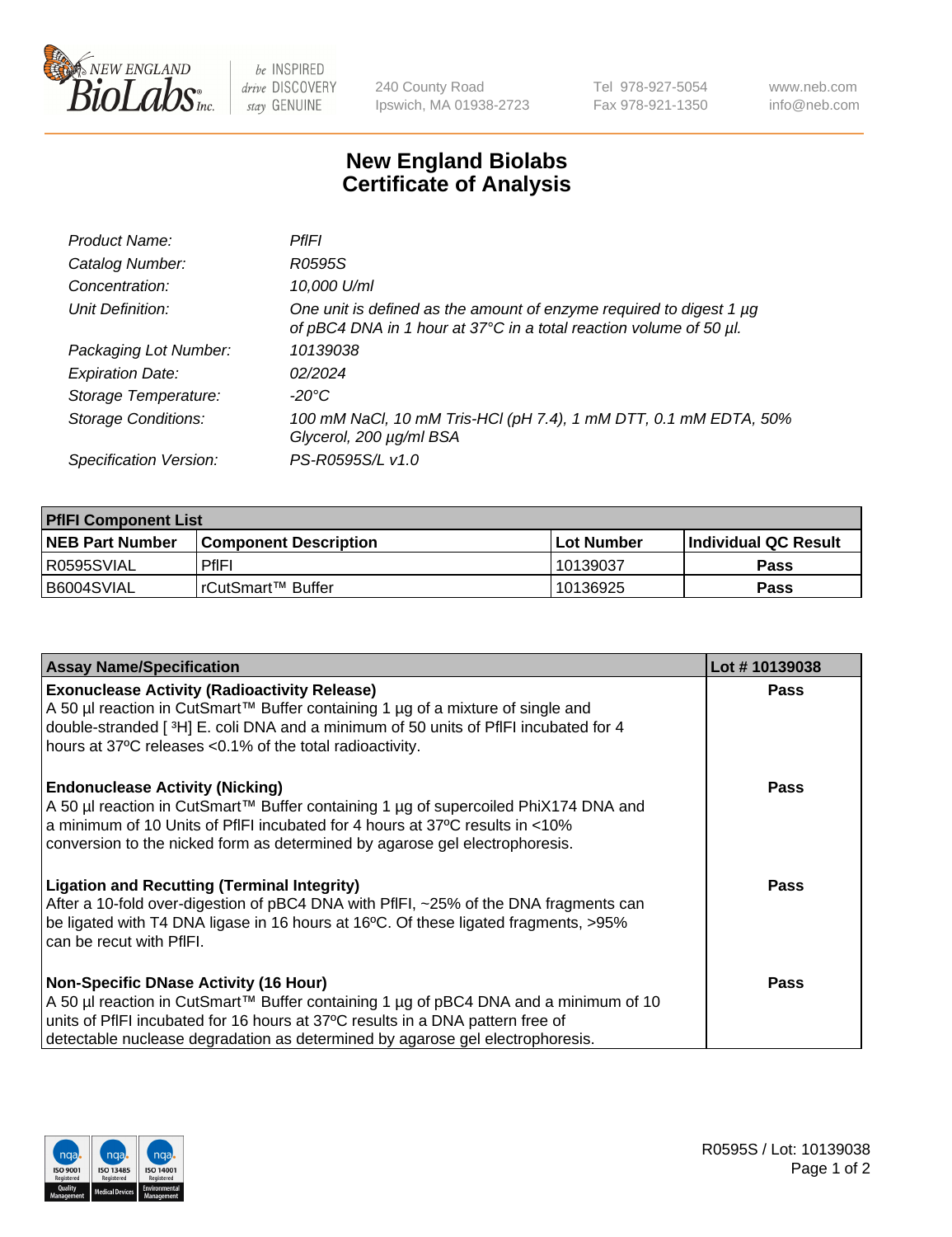NEW ENGLAND BioLabs Inc. — be INSPIRED drive DISCOVERY stay GENUINE

240 County Road
Ipswich, MA 01938-2723

Tel 978-927-5054
Fax 978-921-1350

www.neb.com
info@neb.com

# New England Biolabs
# Certificate of Analysis

| | |
|---|---|
| *Product Name:* | *PflFI* |
| *Catalog Number:* | *R0595S* |
| *Concentration:* | *10,000 U/ml* |
| *Unit Definition:* | *One unit is defined as the amount of enzyme required to digest 1 µg of pBC4 DNA in 1 hour at 37°C in a total reaction volume of 50 µl.* |
| *Packaging Lot Number:* | *10139038* |
| *Expiration Date:* | *02/2024* |
| *Storage Temperature:* | *-20°C* |
| *Storage Conditions:* | *100 mM NaCl, 10 mM Tris-HCl (pH 7.4), 1 mM DTT, 0.1 mM EDTA, 50% Glycerol, 200 µg/ml BSA* |
| *Specification Version:* | *PS-R0595S/L v1.0* |

| **PflFI Component List** | | | |
|---|---|---|---|
| **NEB Part Number** | **Component Description** | **Lot Number** | **Individual QC Result** |
| R0595SVIAL | PflFI | 10139037 | **Pass** |
| B6004SVIAL | rCutSmart™ Buffer | 10136925 | **Pass** |

| **Assay Name/Specification** | **Lot # 10139038** |
|---|---|
| **Exonuclease Activity (Radioactivity Release)**<br>A 50 µl reaction in CutSmart™ Buffer containing 1 µg of a mixture of single and double-stranded [ $^3$H] E. coli DNA and a minimum of 50 units of PflFI incubated for 4 hours at 37ºC releases <0.1% of the total radioactivity. | **Pass** |
| **Endonuclease Activity (Nicking)**<br>A 50 µl reaction in CutSmart™ Buffer containing 1 µg of supercoiled PhiX174 DNA and a minimum of 10 Units of PflFI incubated for 4 hours at 37ºC results in <10% conversion to the nicked form as determined by agarose gel electrophoresis. | **Pass** |
| **Ligation and Recutting (Terminal Integrity)**<br>After a 10-fold over-digestion of pBC4 DNA with PflFI, ~25% of the DNA fragments can be ligated with T4 DNA ligase in 16 hours at 16ºC. Of these ligated fragments, >95% can be recut with PflFI. | **Pass** |
| **Non-Specific DNase Activity (16 Hour)**<br>A 50 µl reaction in CutSmart™ Buffer containing 1 µg of pBC4 DNA and a minimum of 10 units of PflFI incubated for 16 hours at 37ºC results in a DNA pattern free of detectable nuclease degradation as determined by agarose gel electrophoresis. | **Pass** |

R0595S / Lot: 10139038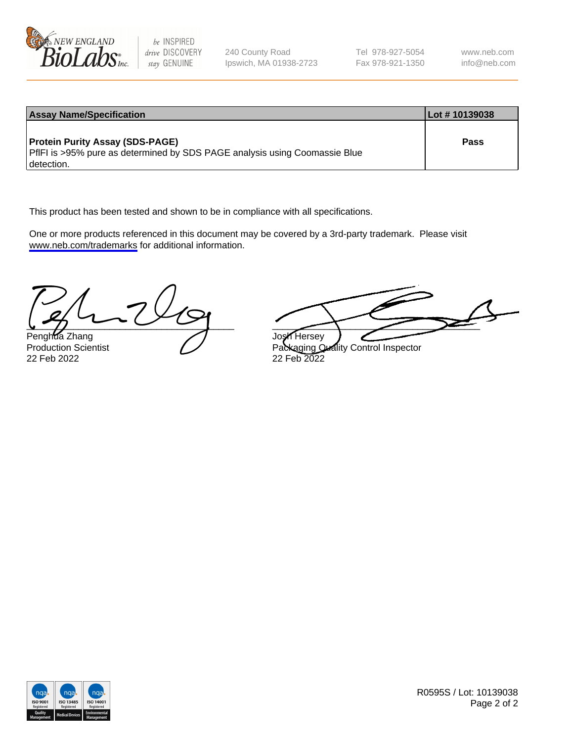| Assay Name/Specification | Lot # 10139038 |
| --- | --- |
| **Protein Purity Assay (SDS-PAGE)**<br>PflFI is >95% pure as determined by SDS PAGE analysis using Coomassie Blue detection. | **Pass** |

This product has been tested and shown to be in compliance with all specifications.

One or more products referenced in this document may be covered by a 3rd-party trademark. Please visit www.neb.com/trademarks for additional information.

Penghua Zhang
Production Scientist
22 Feb 2022

Josh Hersey
Packaging Quality Control Inspector
22 Feb 2022

R0595S / Lot: 10139038